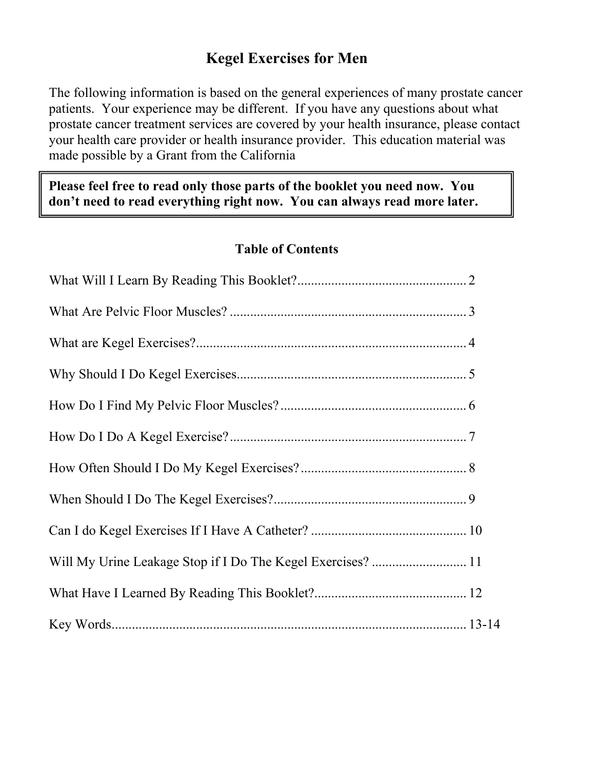# Kegel Exercises for Men

The following information is based on the general experiences of many prostate cancer patients. Your experience may be different. If you have any questions about what prostate cancer treatment services are covered by your health insurance, please contact your health care provider or health insurance provider. This education material was made possible by a Grant from the California

> **Please feel free to read only those parts of the booklet you need now. You don't need to read everything right now. You can always read more later.**

## Table of Contents

| Section | Page |
|---|---|
| What Will I Learn By Reading This Booklet? | 2 |
| What Are Pelvic Floor Muscles? | 3 |
| What are Kegel Exercises? | 4 |
| Why Should I Do Kegel Exercises | 5 |
| How Do I Find My Pelvic Floor Muscles? | 6 |
| How Do I Do A Kegel Exercise? | 7 |
| How Often Should I Do My Kegel Exercises? | 8 |
| When Should I Do The Kegel Exercises? | 9 |
| Can I do Kegel Exercises If I Have A Catheter? | 10 |
| Will My Urine Leakage Stop if I Do The Kegel Exercises? | 11 |
| What Have I Learned By Reading This Booklet? | 12 |
| Key Words | 13-14 |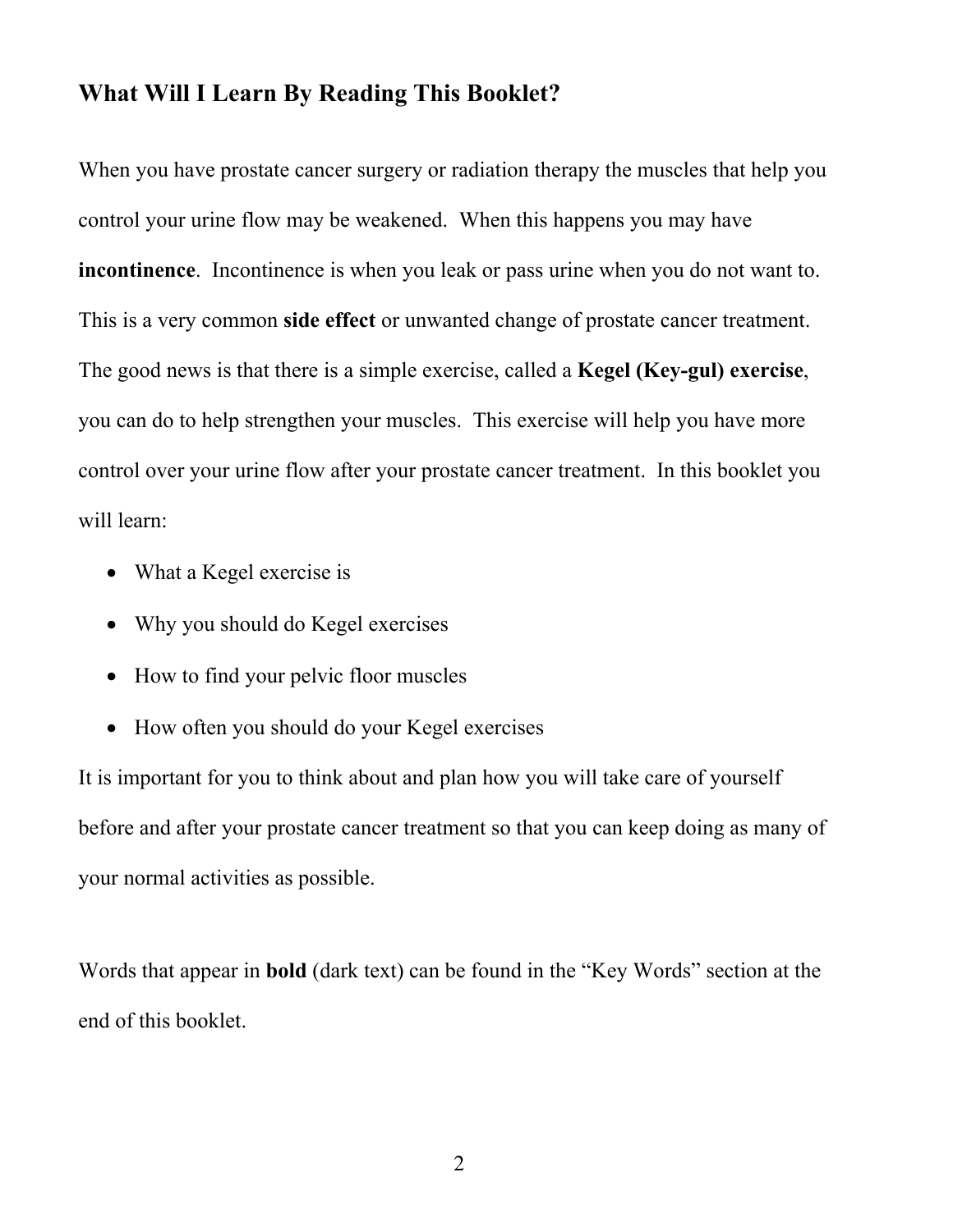## What Will I Learn By Reading This Booklet?

When you have prostate cancer surgery or radiation therapy the muscles that help you control your urine flow may be weakened. When this happens you may have **incontinence**. Incontinence is when you leak or pass urine when you do not want to. This is a very common **side effect** or unwanted change of prostate cancer treatment. The good news is that there is a simple exercise, called a **Kegel (Key-gul) exercise**, you can do to help strengthen your muscles. This exercise will help you have more control over your urine flow after your prostate cancer treatment. In this booklet you will learn:

- What a Kegel exercise is
- Why you should do Kegel exercises
- How to find your pelvic floor muscles
- How often you should do your Kegel exercises

It is important for you to think about and plan how you will take care of yourself before and after your prostate cancer treatment so that you can keep doing as many of your normal activities as possible.

Words that appear in **bold** (dark text) can be found in the "Key Words" section at the end of this booklet.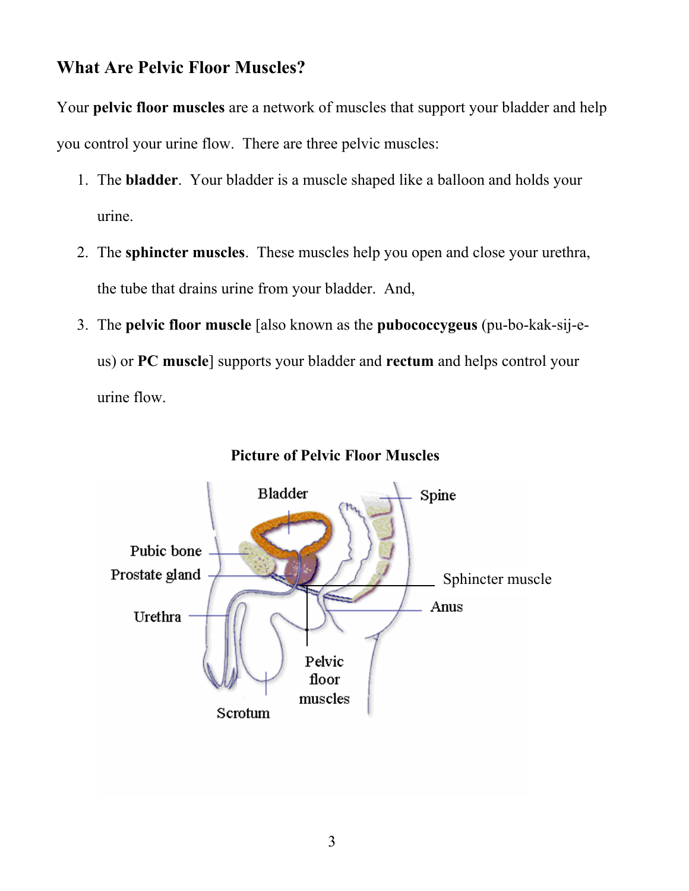## What Are Pelvic Floor Muscles?

Your **pelvic floor muscles** are a network of muscles that support your bladder and help you control your urine flow. There are three pelvic muscles:

1. The **bladder**. Your bladder is a muscle shaped like a balloon and holds your urine.
2. The **sphincter muscles**. These muscles help you open and close your urethra, the tube that drains urine from your bladder. And,
3. The **pelvic floor muscle** [also known as the **pubococcygeus** (pu-bo-kak-sij-e-us) or **PC muscle**] supports your bladder and **rectum** and helps control your urine flow.

**Picture of Pelvic Floor Muscles**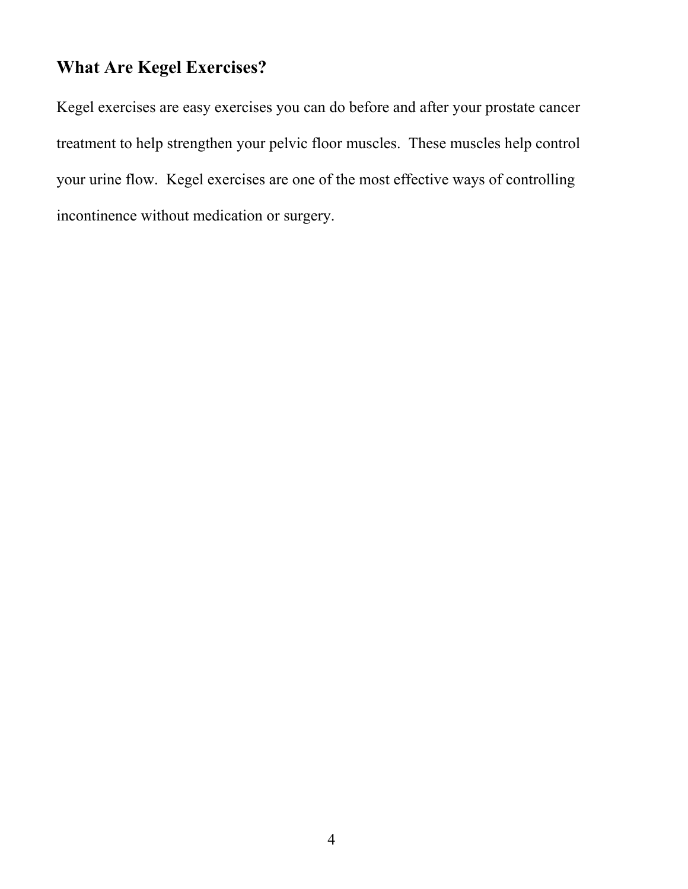## What Are Kegel Exercises?

Kegel exercises are easy exercises you can do before and after your prostate cancer treatment to help strengthen your pelvic floor muscles. These muscles help control your urine flow. Kegel exercises are one of the most effective ways of controlling incontinence without medication or surgery.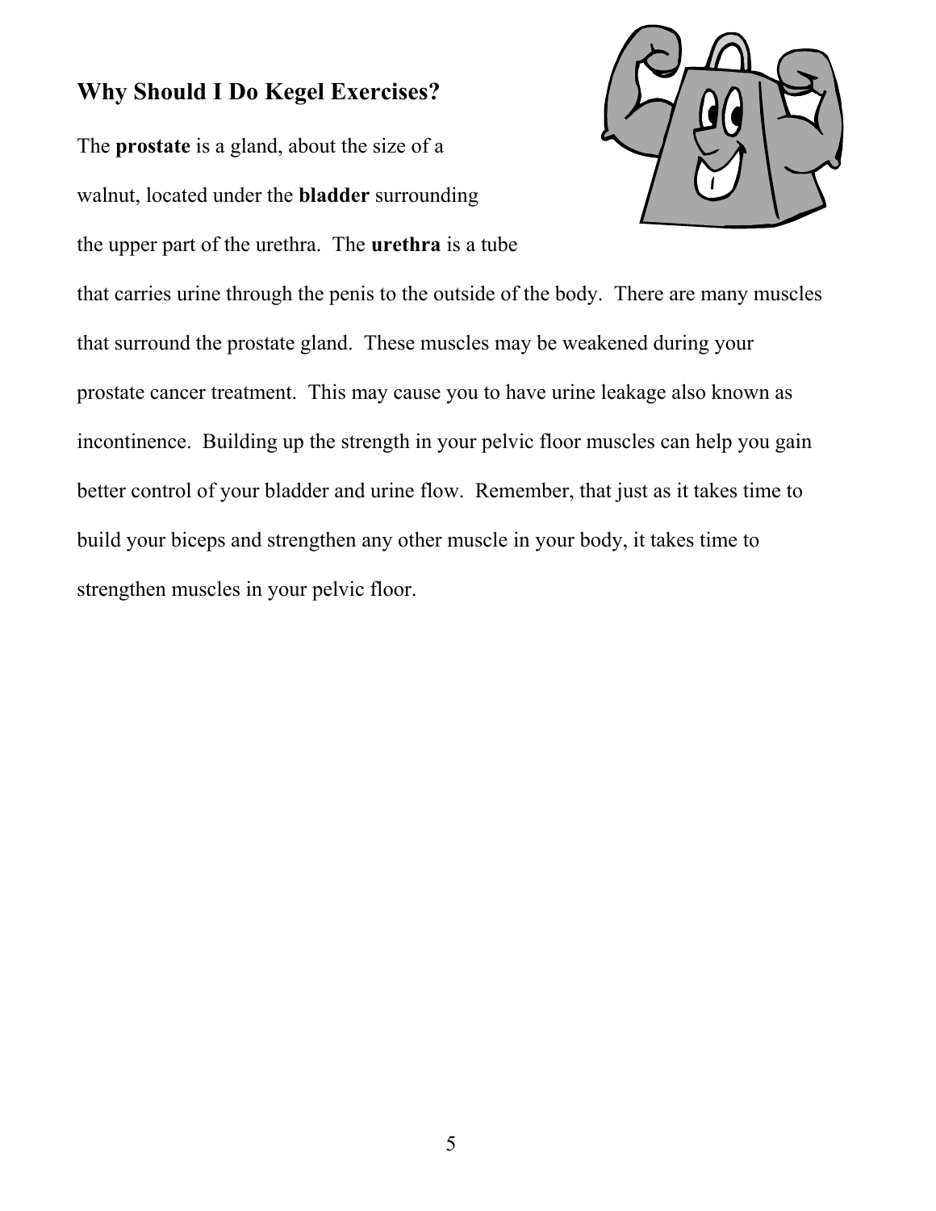## Why Should I Do Kegel Exercises?

The **prostate** is a gland, about the size of a walnut, located under the **bladder** surrounding the upper part of the urethra. The **urethra** is a tube that carries urine through the penis to the outside of the body. There are many muscles that surround the prostate gland. These muscles may be weakened during your prostate cancer treatment. This may cause you to have urine leakage also known as incontinence. Building up the strength in your pelvic floor muscles can help you gain better control of your bladder and urine flow. Remember, that just as it takes time to build your biceps and strengthen any other muscle in your body, it takes time to strengthen muscles in your pelvic floor.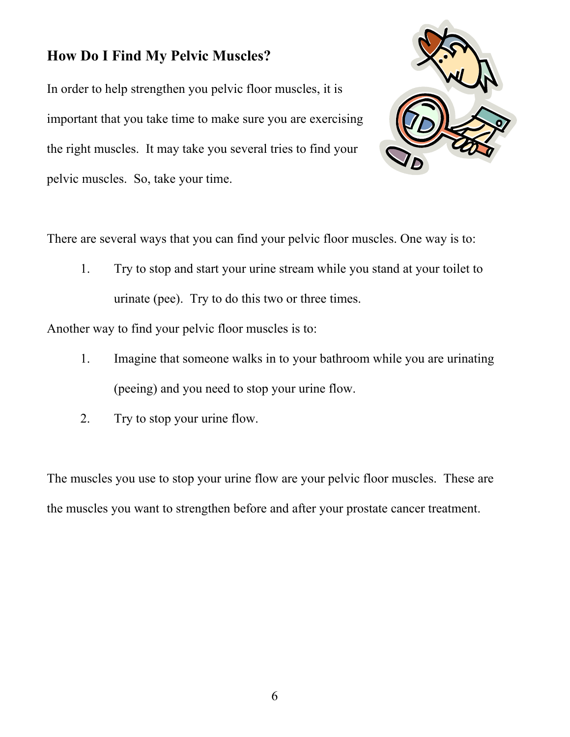## How Do I Find My Pelvic Muscles?

In order to help strengthen you pelvic floor muscles, it is important that you take time to make sure you are exercising the right muscles. It may take you several tries to find your pelvic muscles. So, take your time.

There are several ways that you can find your pelvic floor muscles. One way is to:

1. Try to stop and start your urine stream while you stand at your toilet to urinate (pee). Try to do this two or three times.

Another way to find your pelvic floor muscles is to:

1. Imagine that someone walks in to your bathroom while you are urinating (peeing) and you need to stop your urine flow.
2. Try to stop your urine flow.

The muscles you use to stop your urine flow are your pelvic floor muscles. These are the muscles you want to strengthen before and after your prostate cancer treatment.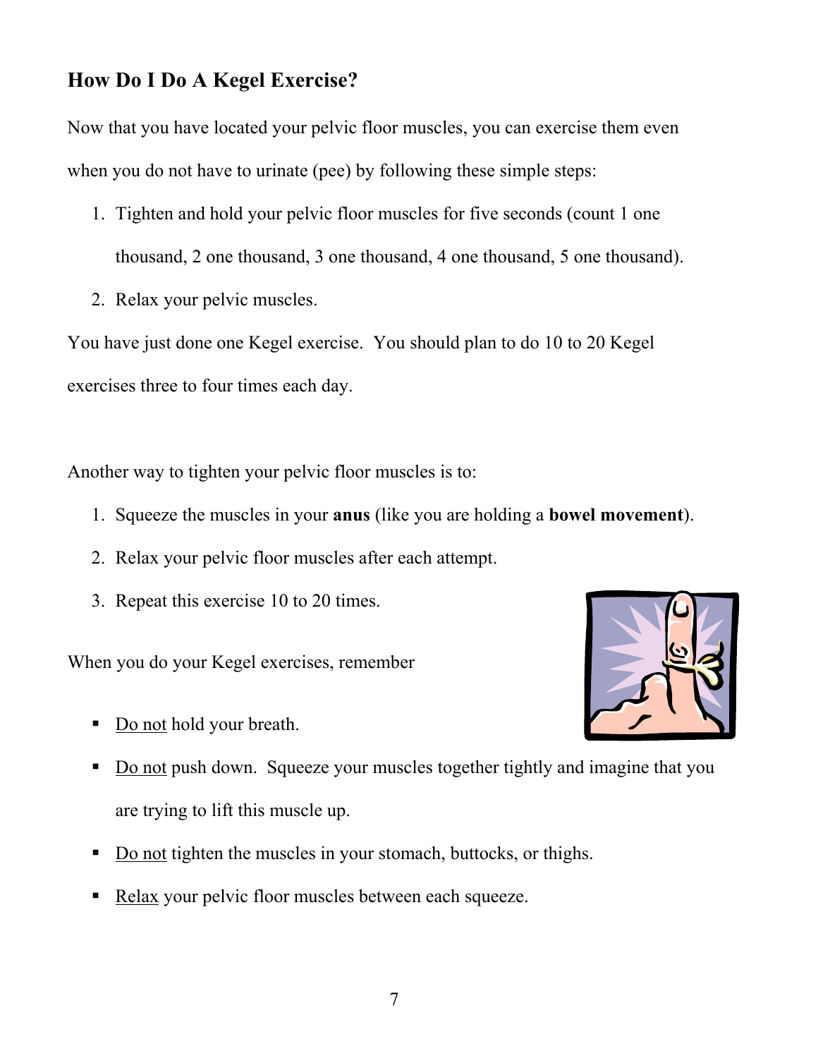## How Do I Do A Kegel Exercise?

Now that you have located your pelvic floor muscles, you can exercise them even when you do not have to urinate (pee) by following these simple steps:

1. Tighten and hold your pelvic floor muscles for five seconds (count 1 one thousand, 2 one thousand, 3 one thousand, 4 one thousand, 5 one thousand).
2. Relax your pelvic muscles.

You have just done one Kegel exercise. You should plan to do 10 to 20 Kegel exercises three to four times each day.

Another way to tighten your pelvic floor muscles is to:

1. Squeeze the muscles in your **anus** (like you are holding a **bowel movement**).
2. Relax your pelvic floor muscles after each attempt.
3. Repeat this exercise 10 to 20 times.

When you do your Kegel exercises, remember

- Do not hold your breath.
- Do not push down. Squeeze your muscles together tightly and imagine that you are trying to lift this muscle up.
- Do not tighten the muscles in your stomach, buttocks, or thighs.
- Relax your pelvic floor muscles between each squeeze.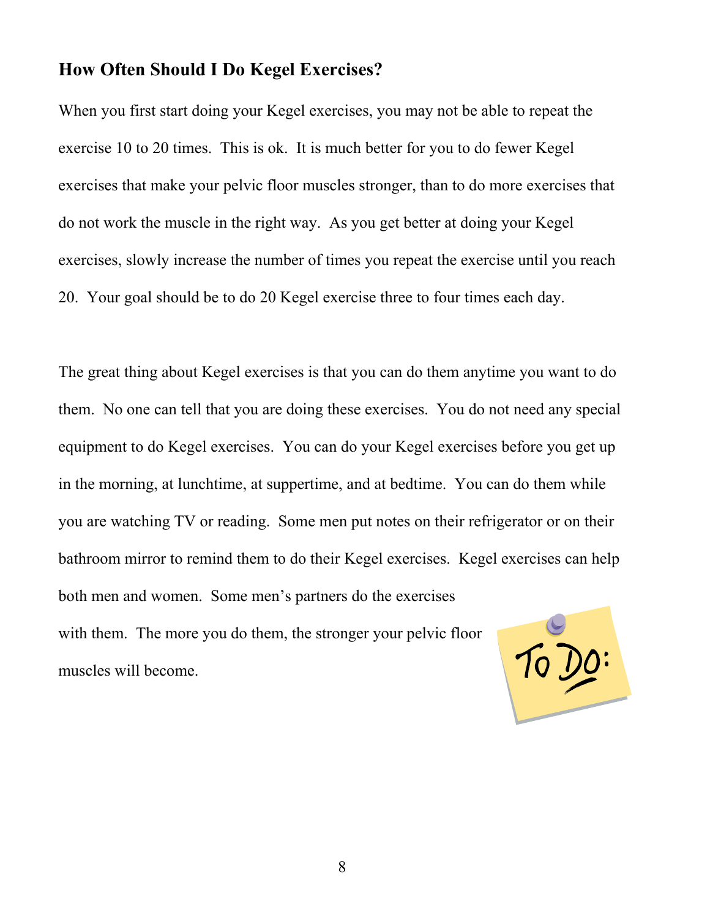## How Often Should I Do Kegel Exercises?

When you first start doing your Kegel exercises, you may not be able to repeat the exercise 10 to 20 times. This is ok. It is much better for you to do fewer Kegel exercises that make your pelvic floor muscles stronger, than to do more exercises that do not work the muscle in the right way. As you get better at doing your Kegel exercises, slowly increase the number of times you repeat the exercise until you reach 20. Your goal should be to do 20 Kegel exercise three to four times each day.

The great thing about Kegel exercises is that you can do them anytime you want to do them. No one can tell that you are doing these exercises. You do not need any special equipment to do Kegel exercises. You can do your Kegel exercises before you get up in the morning, at lunchtime, at suppertime, and at bedtime. You can do them while you are watching TV or reading. Some men put notes on their refrigerator or on their bathroom mirror to remind them to do their Kegel exercises. Kegel exercises can help both men and women. Some men's partners do the exercises with them. The more you do them, the stronger your pelvic floor muscles will become.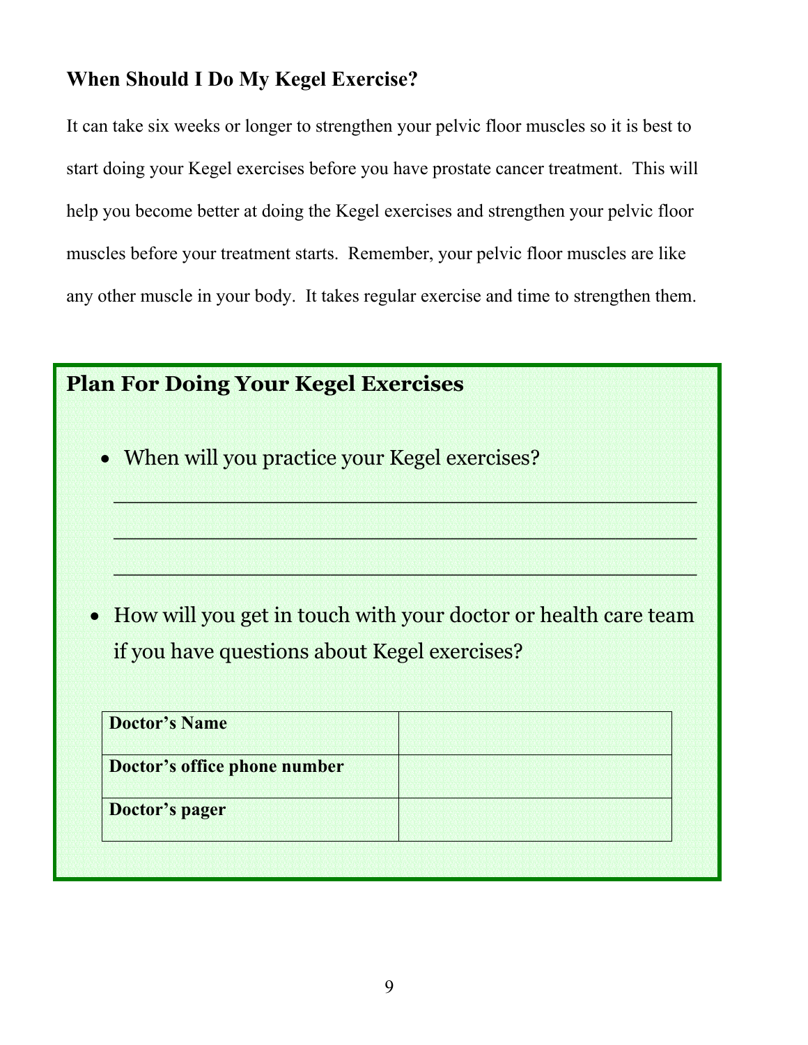## When Should I Do My Kegel Exercise?

It can take six weeks or longer to strengthen your pelvic floor muscles so it is best to start doing your Kegel exercises before you have prostate cancer treatment. This will help you become better at doing the Kegel exercises and strengthen your pelvic floor muscles before your treatment starts. Remember, your pelvic floor muscles are like any other muscle in your body. It takes regular exercise and time to strengthen them.

### Plan For Doing Your Kegel Exercises

- When will you practice your Kegel exercises?

  ______________________________________________

  ______________________________________________

  ______________________________________________

- How will you get in touch with your doctor or health care team if you have questions about Kegel exercises?

| **Doctor's Name** | |
|---|---|
| **Doctor's office phone number** | |
| **Doctor's pager** | |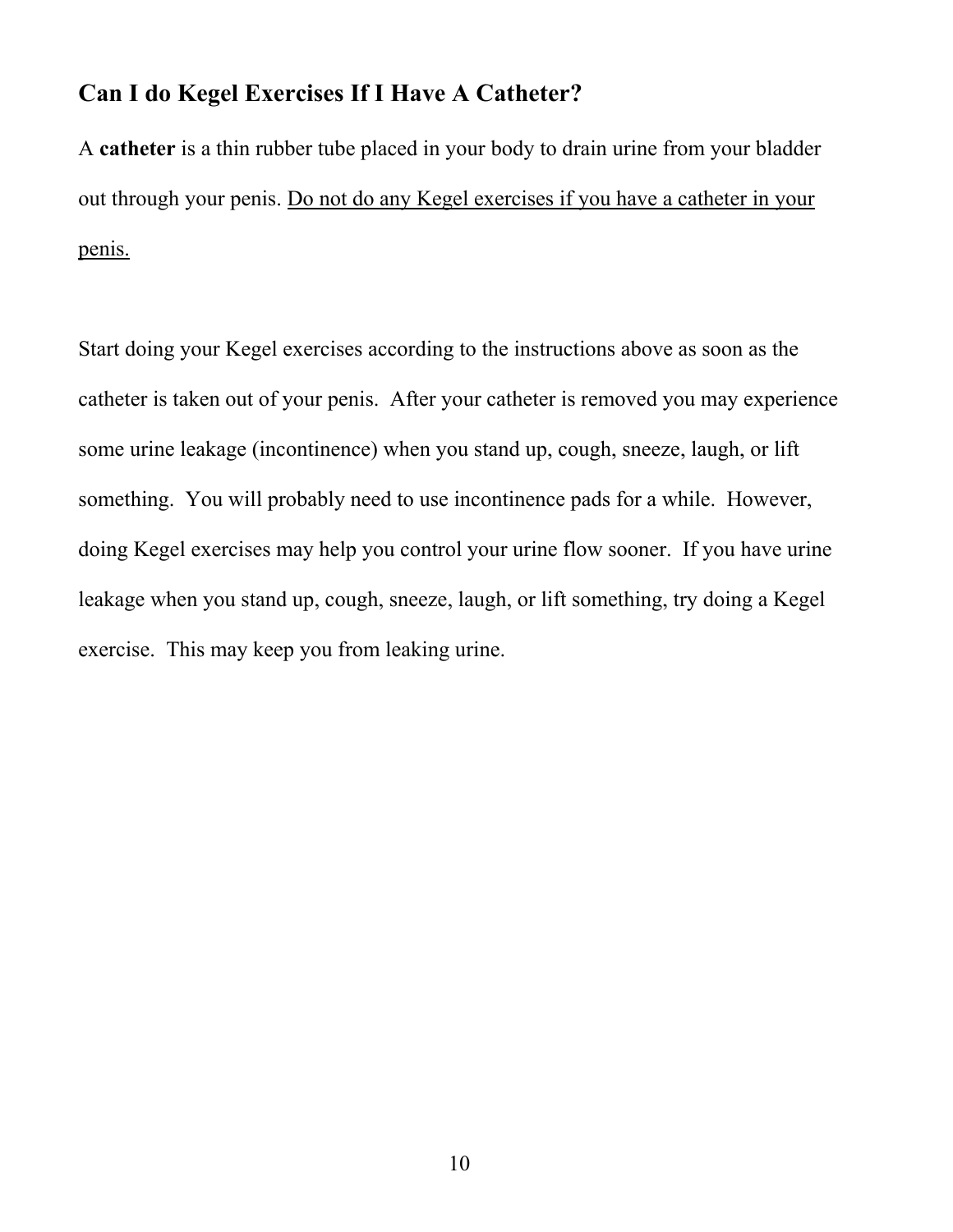## Can I do Kegel Exercises If I Have A Catheter?

A **catheter** is a thin rubber tube placed in your body to drain urine from your bladder out through your penis. <u>Do not do any Kegel exercises if you have a catheter in your penis.</u>

Start doing your Kegel exercises according to the instructions above as soon as the catheter is taken out of your penis. After your catheter is removed you may experience some urine leakage (incontinence) when you stand up, cough, sneeze, laugh, or lift something. You will probably need to use incontinence pads for a while. However, doing Kegel exercises may help you control your urine flow sooner. If you have urine leakage when you stand up, cough, sneeze, laugh, or lift something, try doing a Kegel exercise. This may keep you from leaking urine.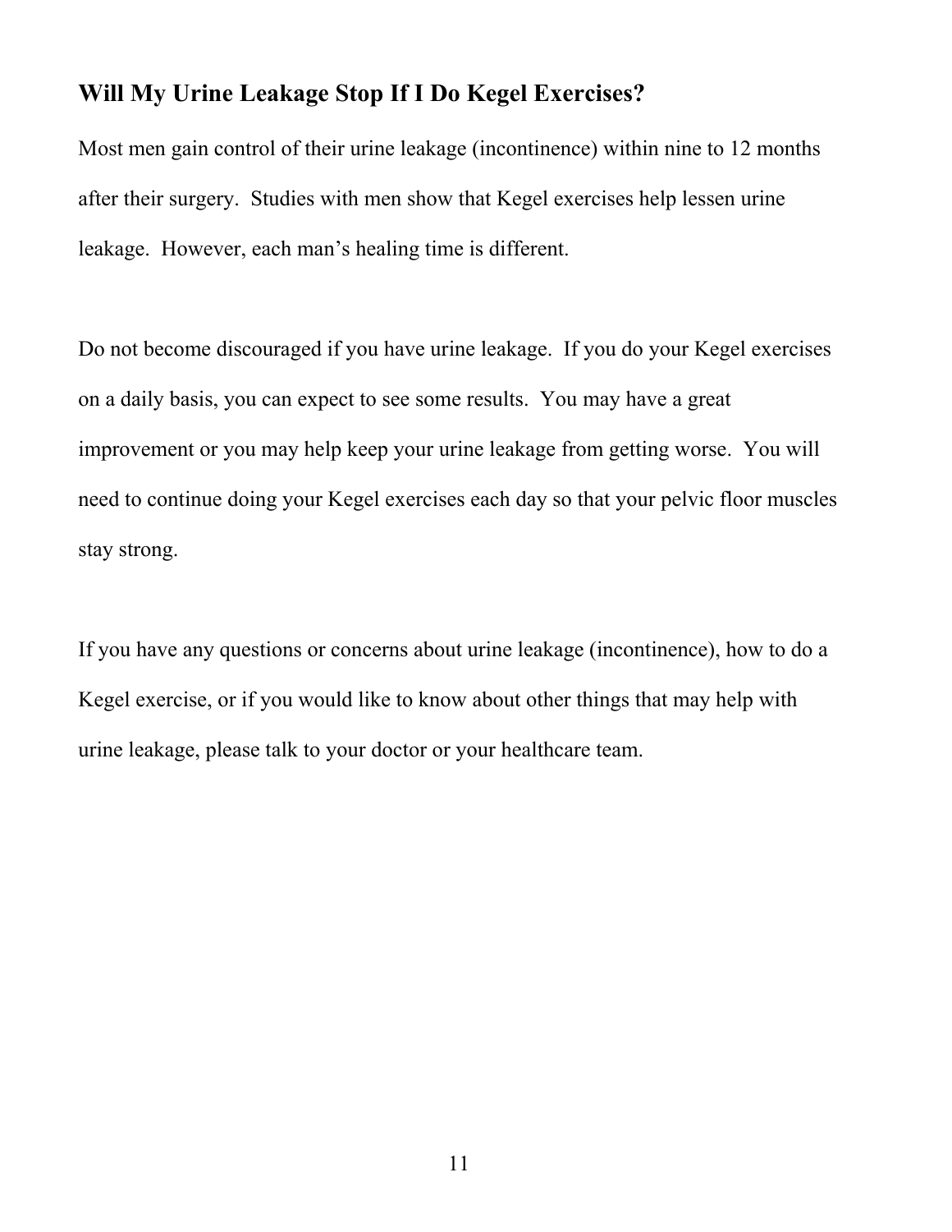## Will My Urine Leakage Stop If I Do Kegel Exercises?

Most men gain control of their urine leakage (incontinence) within nine to 12 months after their surgery. Studies with men show that Kegel exercises help lessen urine leakage. However, each man's healing time is different.

Do not become discouraged if you have urine leakage. If you do your Kegel exercises on a daily basis, you can expect to see some results. You may have a great improvement or you may help keep your urine leakage from getting worse. You will need to continue doing your Kegel exercises each day so that your pelvic floor muscles stay strong.

If you have any questions or concerns about urine leakage (incontinence), how to do a Kegel exercise, or if you would like to know about other things that may help with urine leakage, please talk to your doctor or your healthcare team.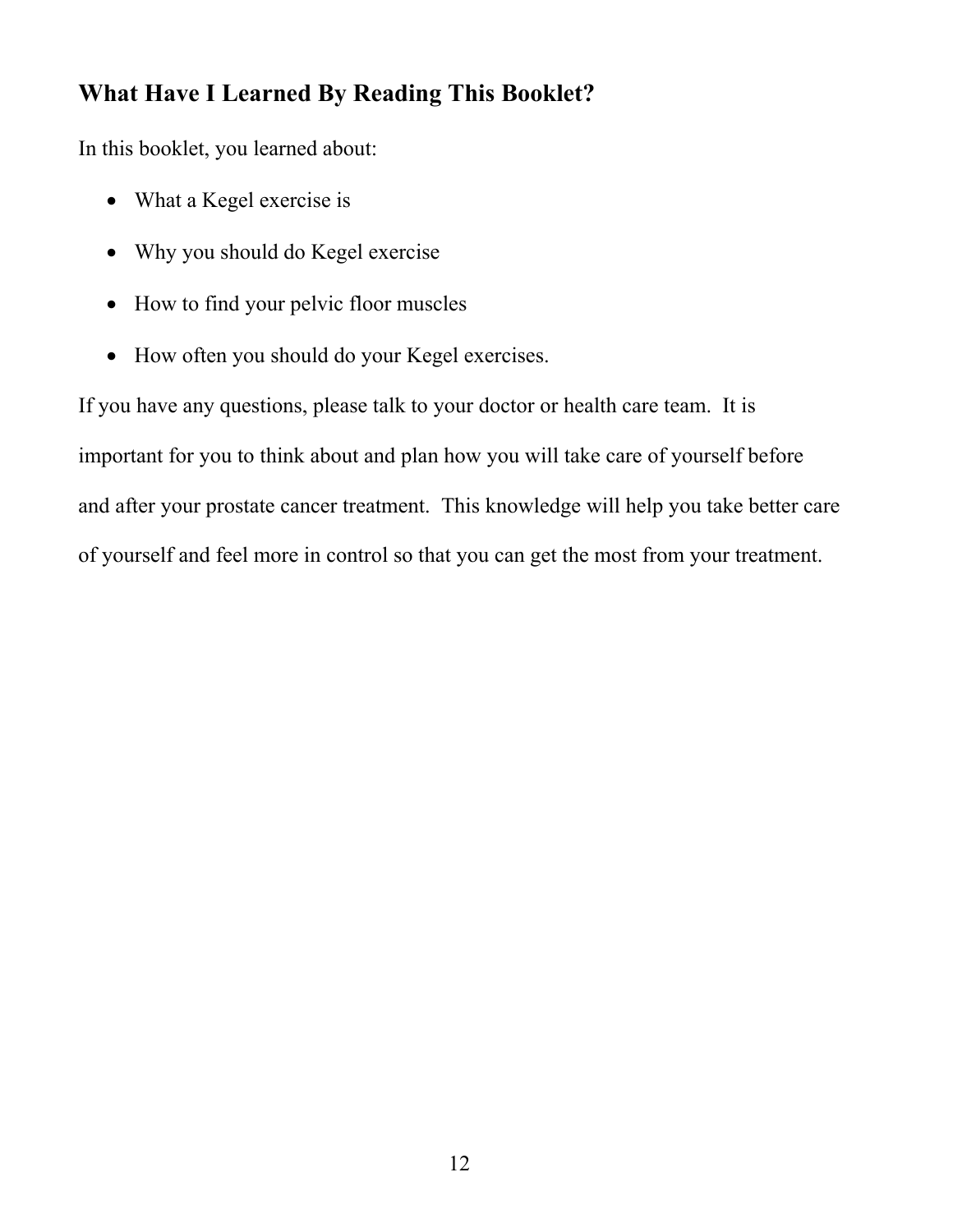## What Have I Learned By Reading This Booklet?

In this booklet, you learned about:

- What a Kegel exercise is
- Why you should do Kegel exercise
- How to find your pelvic floor muscles
- How often you should do your Kegel exercises.

If you have any questions, please talk to your doctor or health care team. It is important for you to think about and plan how you will take care of yourself before and after your prostate cancer treatment. This knowledge will help you take better care of yourself and feel more in control so that you can get the most from your treatment.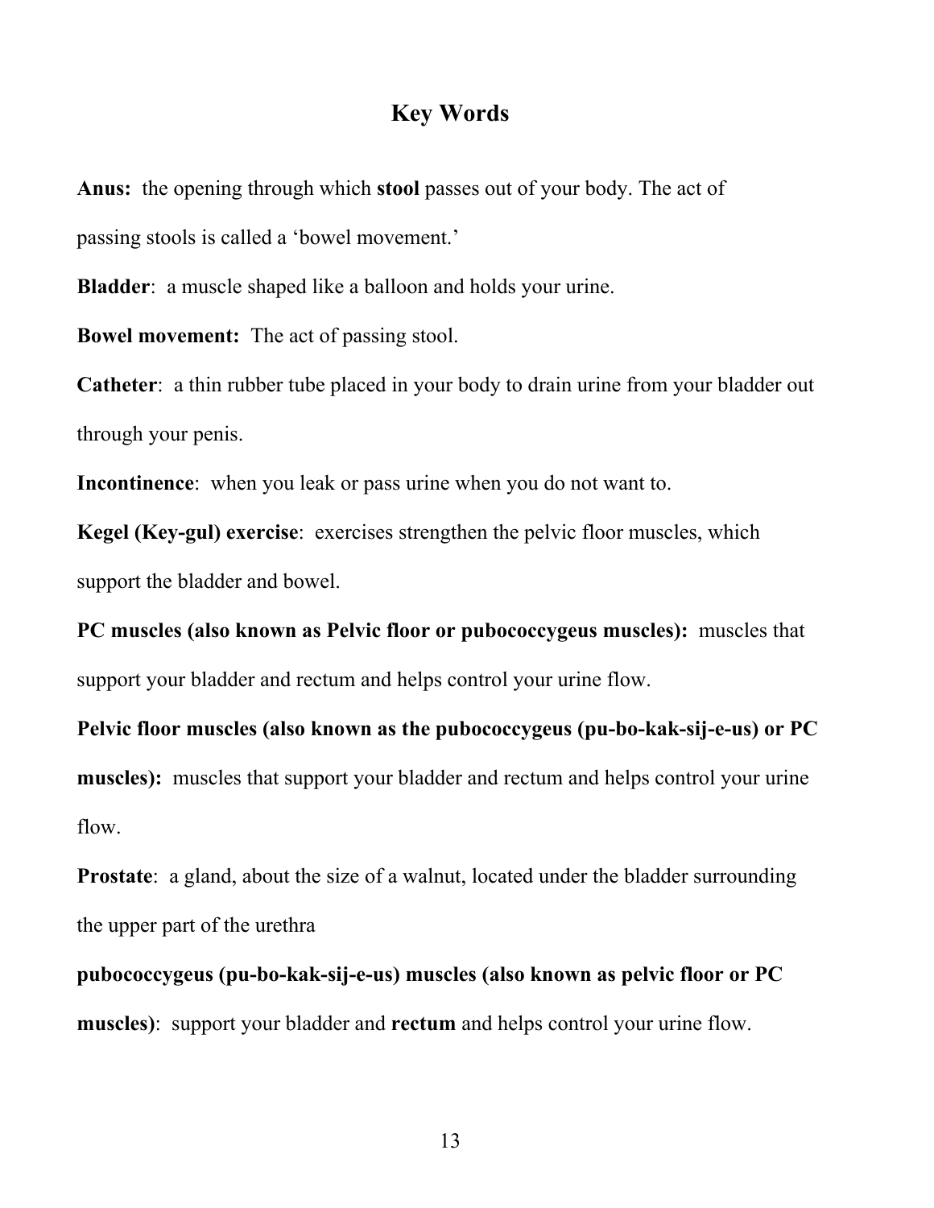## Key Words

**Anus:** the opening through which **stool** passes out of your body. The act of passing stools is called a 'bowel movement.'

**Bladder**: a muscle shaped like a balloon and holds your urine.

**Bowel movement:** The act of passing stool.

**Catheter**: a thin rubber tube placed in your body to drain urine from your bladder out through your penis.

**Incontinence**: when you leak or pass urine when you do not want to.

**Kegel (Key-gul) exercise**: exercises strengthen the pelvic floor muscles, which support the bladder and bowel.

**PC muscles (also known as Pelvic floor or pubococcygeus muscles):** muscles that support your bladder and rectum and helps control your urine flow.

**Pelvic floor muscles (also known as the pubococcygeus (pu-bo-kak-sij-e-us) or PC muscles):** muscles that support your bladder and rectum and helps control your urine flow.

**Prostate**: a gland, about the size of a walnut, located under the bladder surrounding the upper part of the urethra

**pubococcygeus (pu-bo-kak-sij-e-us) muscles (also known as pelvic floor or PC muscles)**: support your bladder and **rectum** and helps control your urine flow.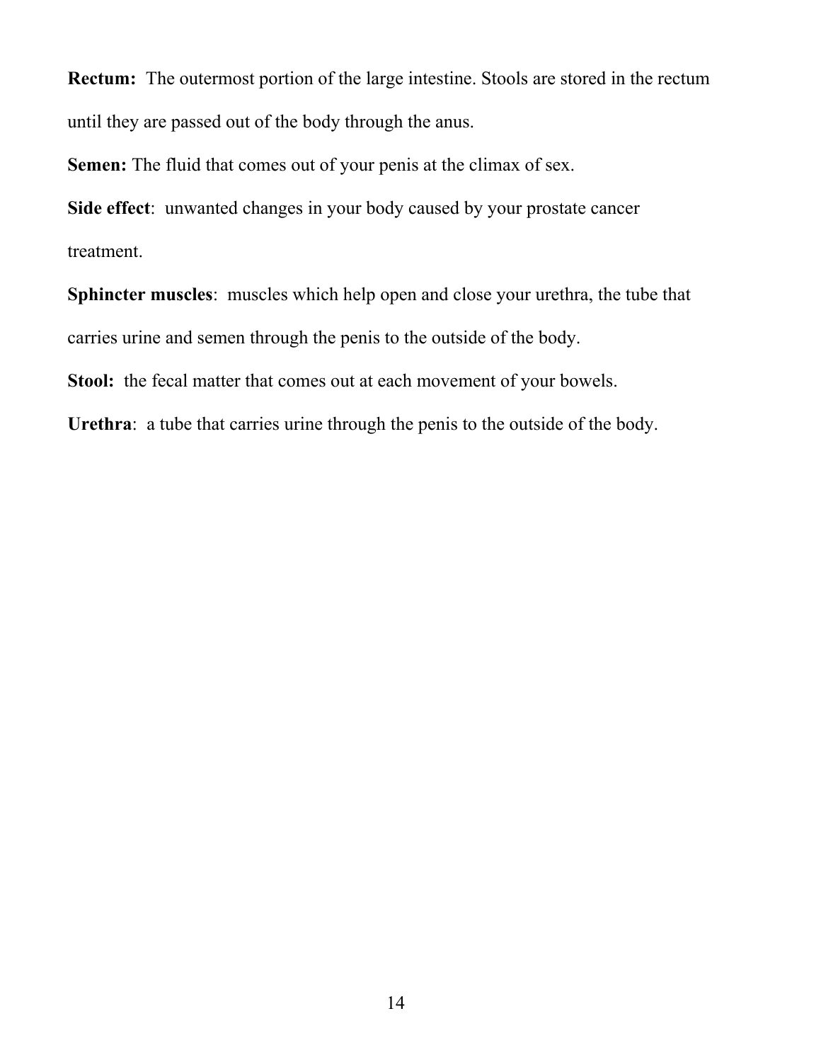**Rectum:** The outermost portion of the large intestine. Stools are stored in the rectum until they are passed out of the body through the anus.

**Semen:** The fluid that comes out of your penis at the climax of sex.

**Side effect**: unwanted changes in your body caused by your prostate cancer treatment.

**Sphincter muscles**: muscles which help open and close your urethra, the tube that carries urine and semen through the penis to the outside of the body.

**Stool:** the fecal matter that comes out at each movement of your bowels.

**Urethra**: a tube that carries urine through the penis to the outside of the body.